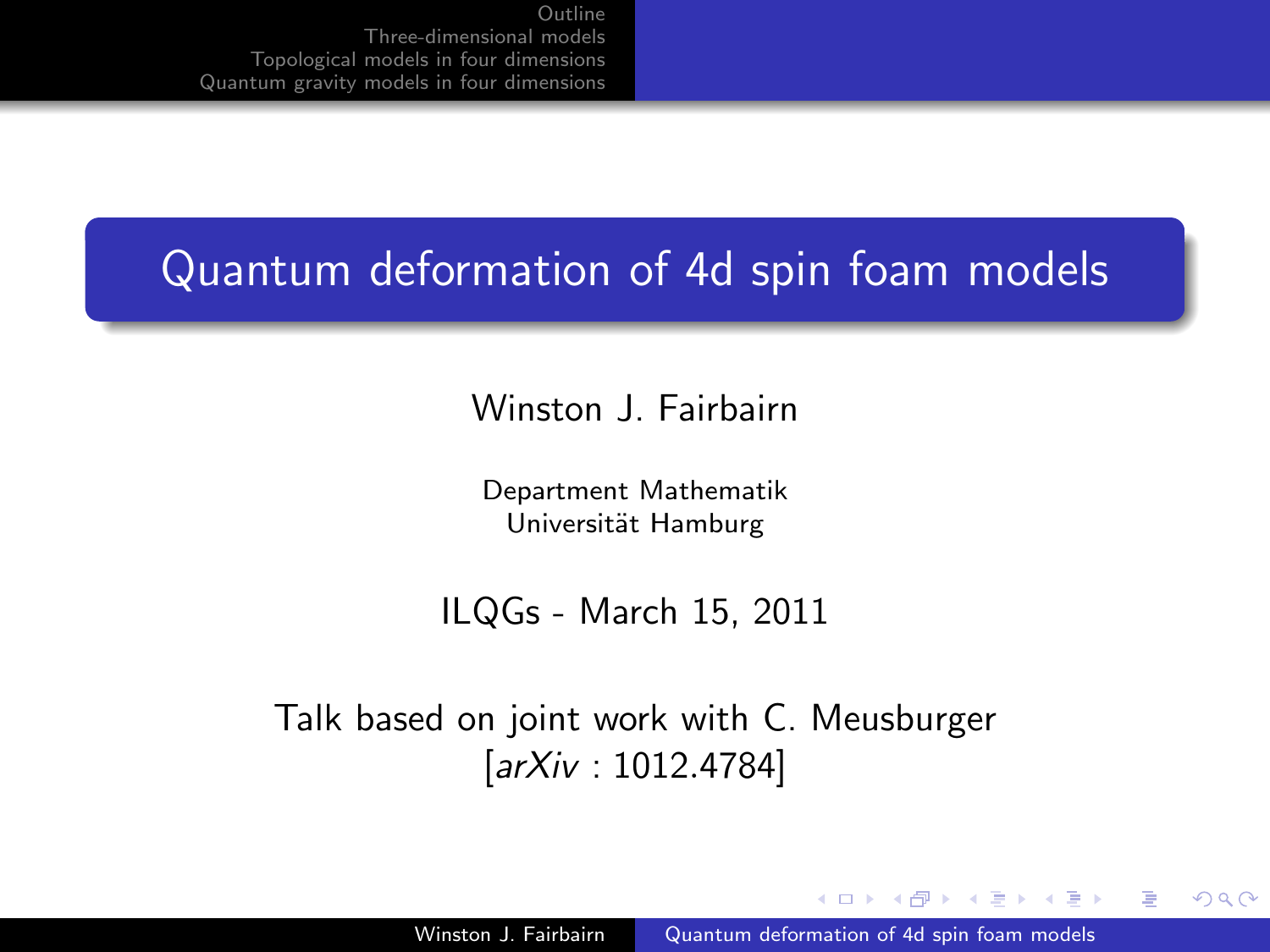# Quantum deformation of 4d spin foam models

Winston J. Fairbairn

Department Mathematik
Universität Hamburg

ILQGs - March 15, 2011

Talk based on joint work with C. Meusburger
[*arXiv* : 1012.4784]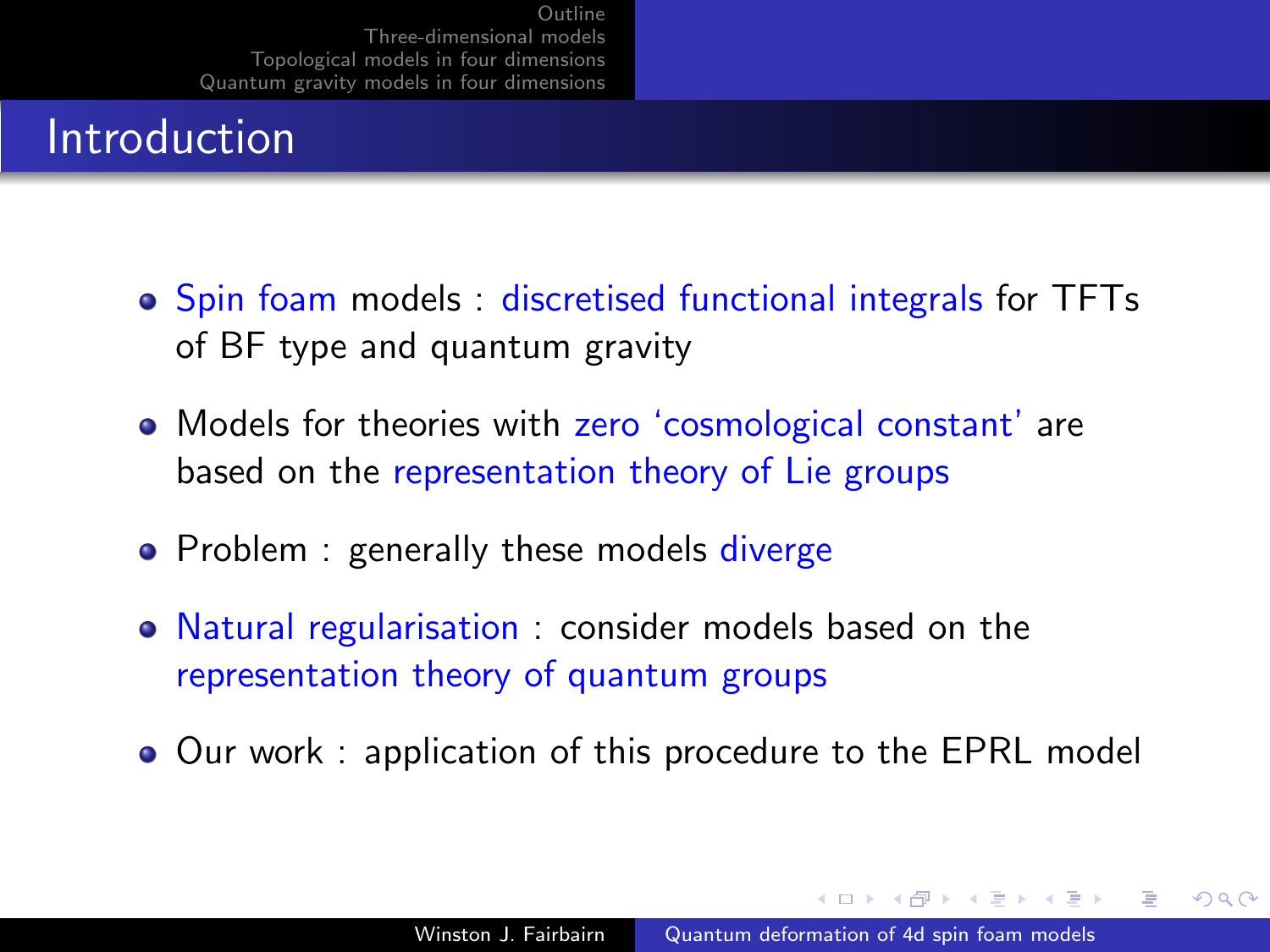# Introduction

- Spin foam models : discretised functional integrals for TFTs of BF type and quantum gravity
- Models for theories with zero 'cosmological constant' are based on the representation theory of Lie groups
- Problem : generally these models diverge
- Natural regularisation : consider models based on the representation theory of quantum groups
- Our work : application of this procedure to the EPRL model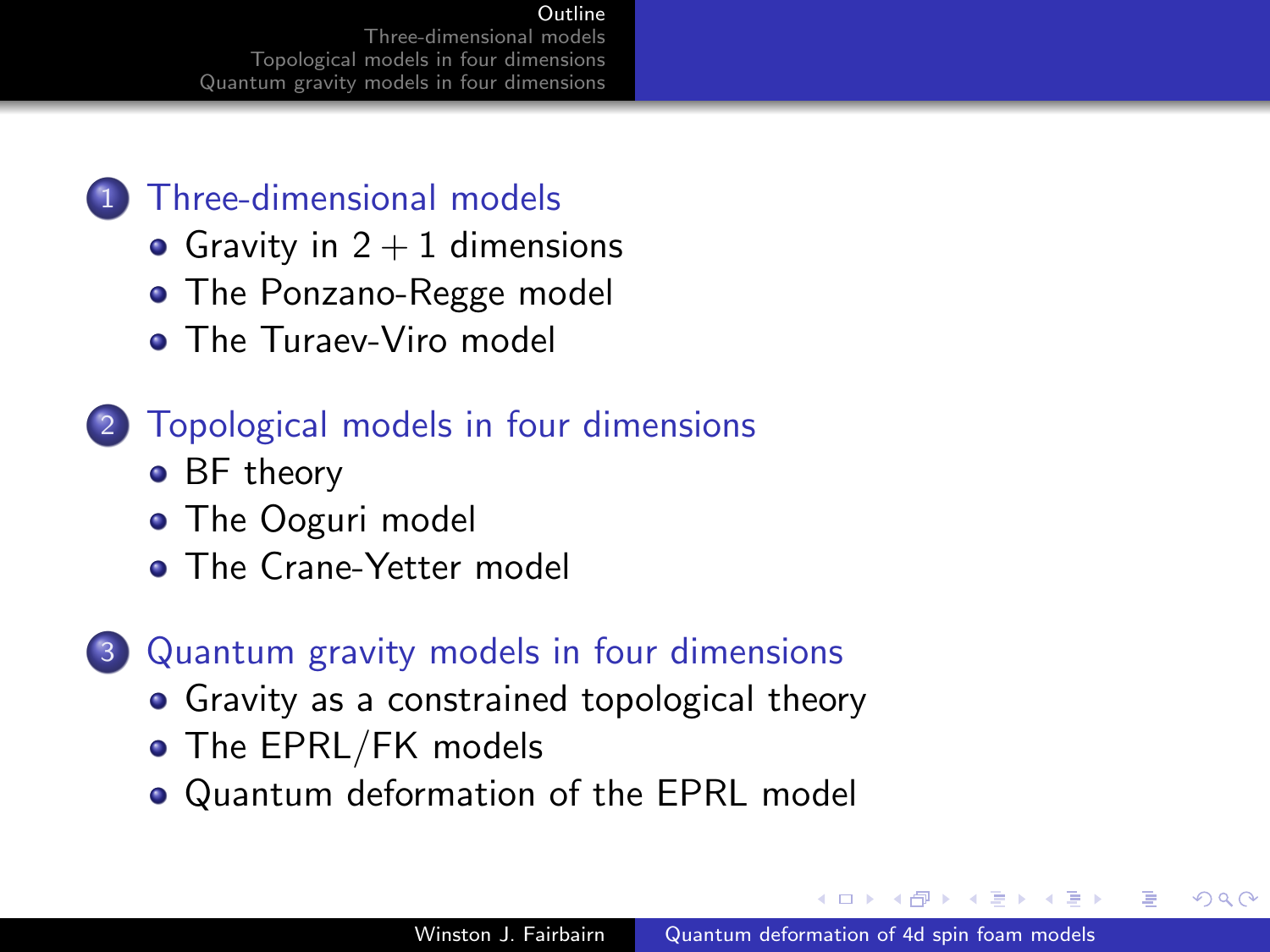1. Three-dimensional models
   - Gravity in $2+1$ dimensions
   - The Ponzano-Regge model
   - The Turaev-Viro model

2. Topological models in four dimensions
   - BF theory
   - The Ooguri model
   - The Crane-Yetter model

3. Quantum gravity models in four dimensions
   - Gravity as a constrained topological theory
   - The EPRL/FK models
   - Quantum deformation of the EPRL model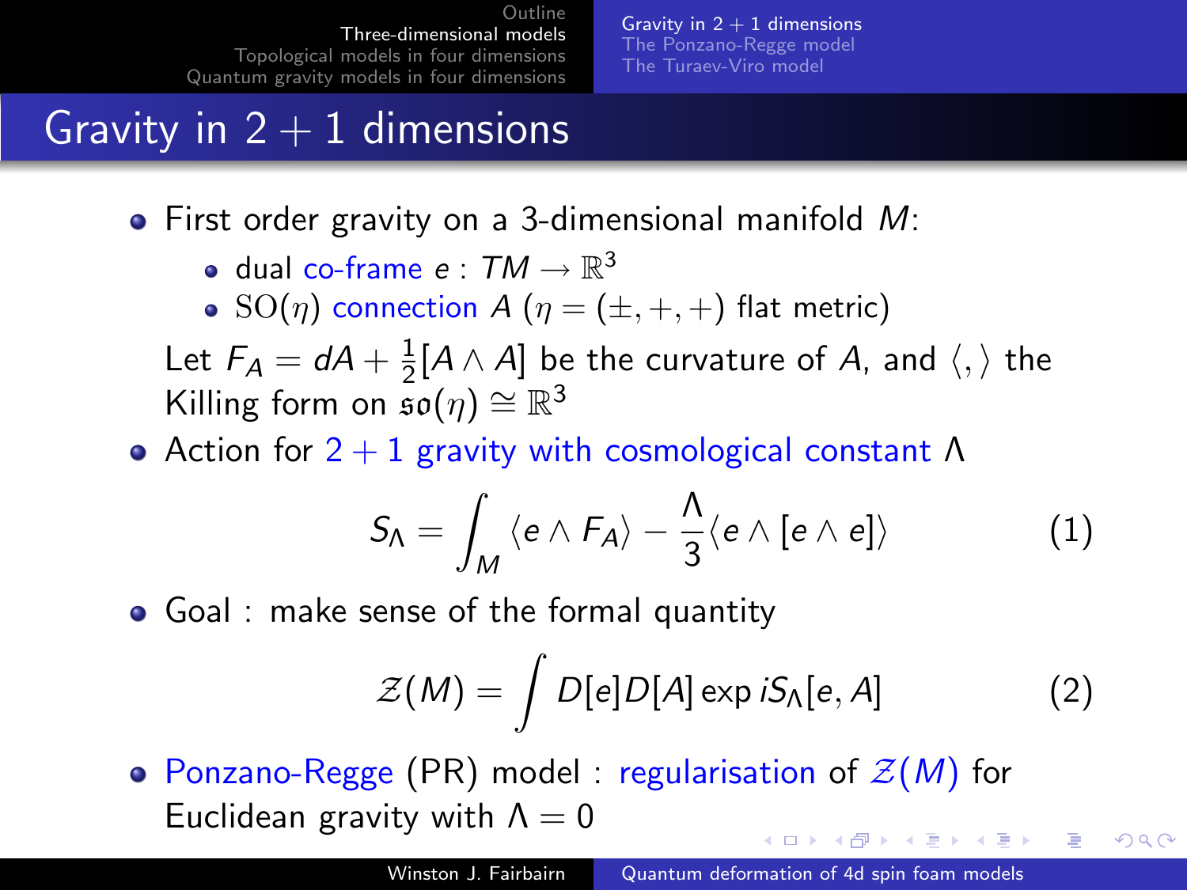## Gravity in $2+1$ dimensions

- First order gravity on a 3-dimensional manifold $M$:
  - dual co-frame $e : TM \rightarrow \mathbb{R}^3$
  - $\mathrm{SO}(\eta)$ connection $A$ ($\eta = (\pm, +, +)$ flat metric)

  Let $F_A = dA + \frac{1}{2}[A \wedge A]$ be the curvature of $A$, and $\langle , \rangle$ the Killing form on $\mathfrak{so}(\eta) \cong \mathbb{R}^3$
- Action for $2+1$ gravity with cosmological constant $\Lambda$

$$S_\Lambda = \int_M \langle e \wedge F_A \rangle - \frac{\Lambda}{3} \langle e \wedge [e \wedge e] \rangle \tag{1}$$

- Goal : make sense of the formal quantity

$$\mathcal{Z}(M) = \int D[e] D[A] \exp i S_\Lambda[e, A] \tag{2}$$

- Ponzano-Regge (PR) model : regularisation of $\mathcal{Z}(M)$ for Euclidean gravity with $\Lambda = 0$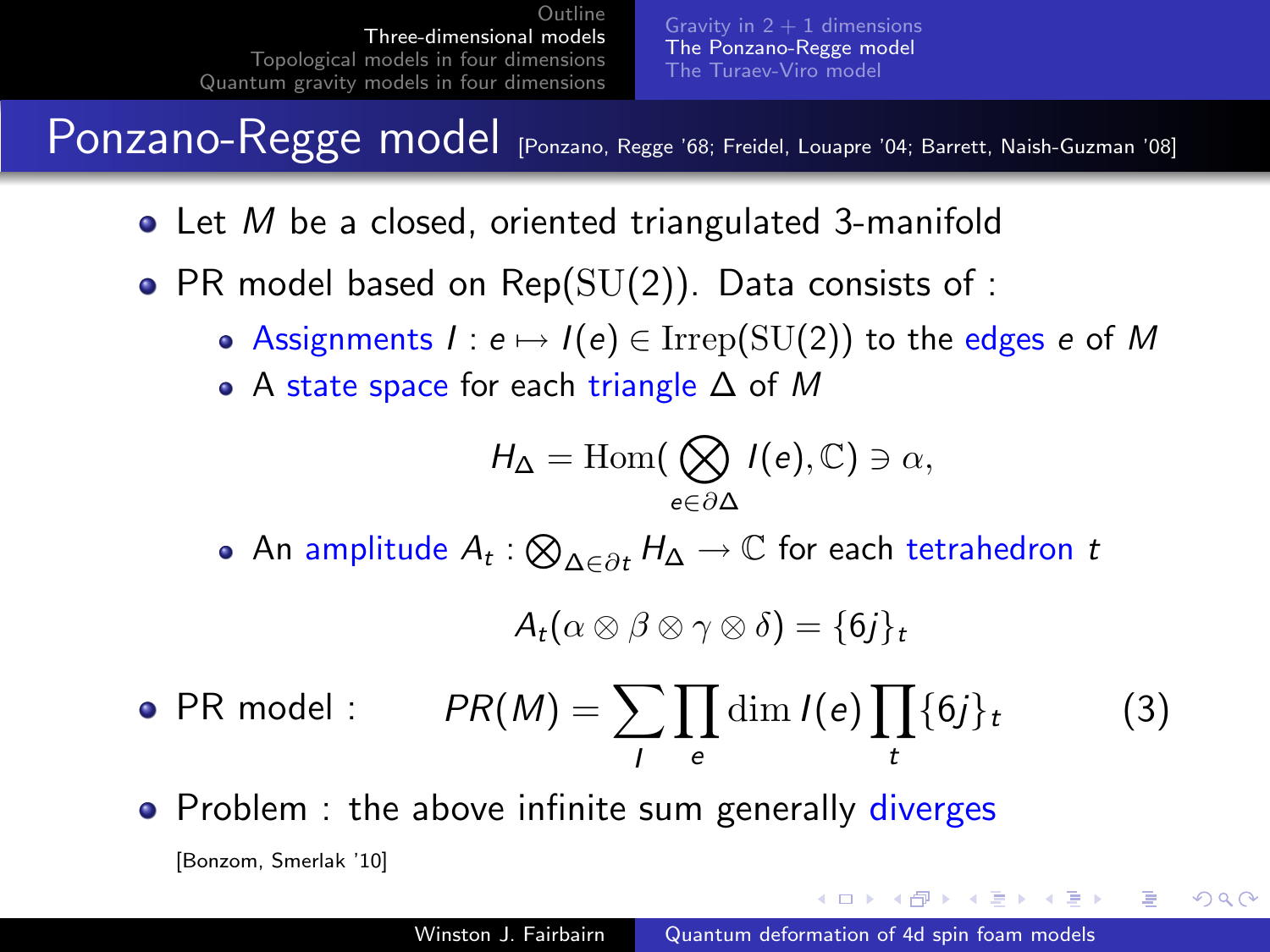# Ponzano-Regge model [Ponzano, Regge '68; Freidel, Louapre '04; Barrett, Naish-Guzman '08]

- Let $M$ be a closed, oriented triangulated 3-manifold
- PR model based on $\mathrm{Rep}(\mathrm{SU}(2))$. Data consists of :
  - Assignments $I : e \mapsto I(e) \in \mathrm{Irrep}(\mathrm{SU}(2))$ to the edges $e$ of $M$
  - A state space for each triangle $\Delta$ of $M$

$$H_\Delta = \mathrm{Hom}\Big(\bigotimes_{e \in \partial\Delta} I(e), \mathbb{C}\Big) \ni \alpha,$$

  - An amplitude $A_t : \bigotimes_{\Delta \in \partial t} H_\Delta \to \mathbb{C}$ for each tetrahedron $t$

$$A_t(\alpha \otimes \beta \otimes \gamma \otimes \delta) = \{6j\}_t$$

- PR model :

$$PR(M) = \sum_I \prod_e \dim I(e) \prod_t \{6j\}_t \qquad (3)$$

- Problem : the above infinite sum generally diverges

[Bonzom, Smerlak '10]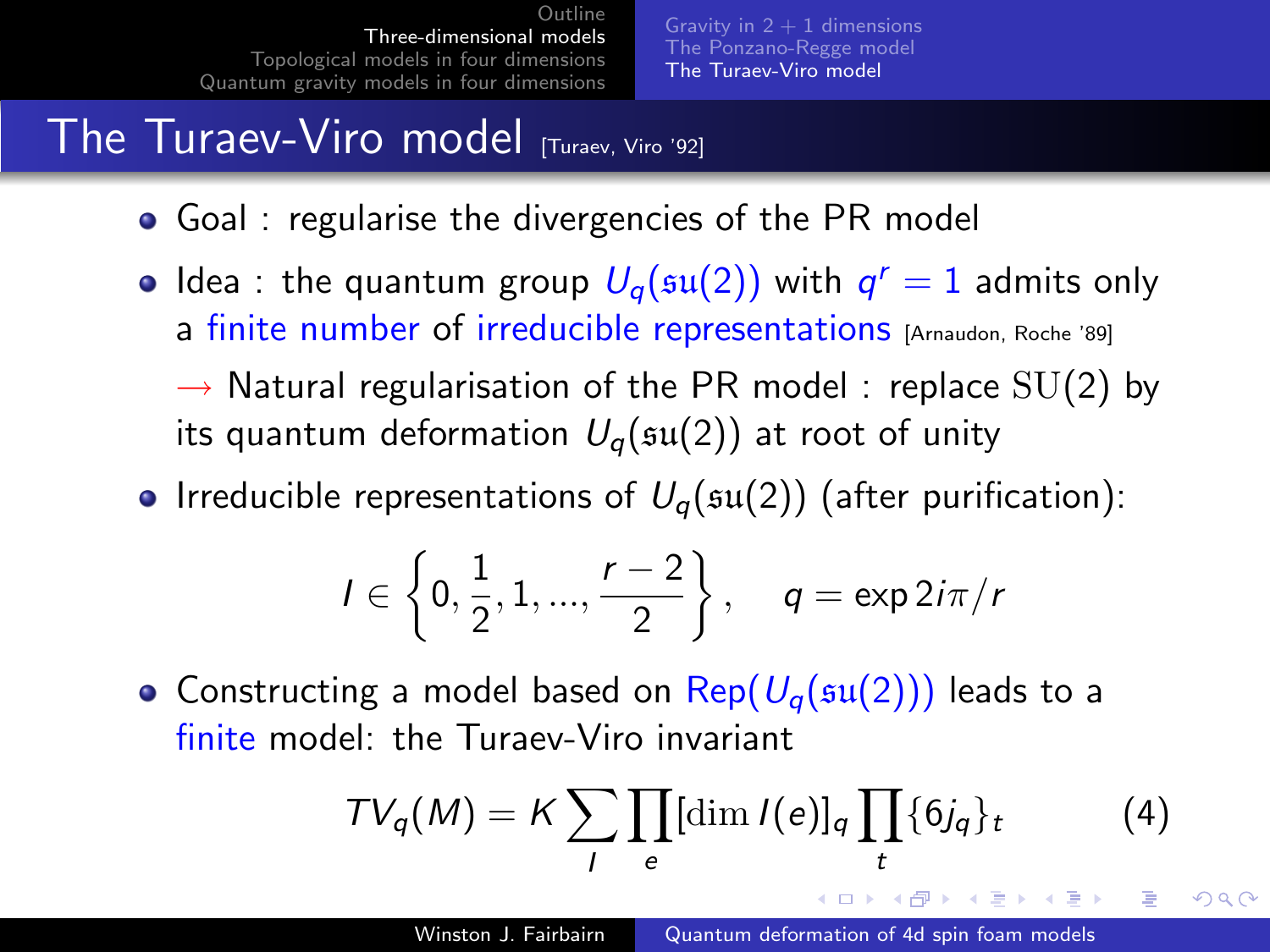# The Turaev-Viro model [Turaev, Viro '92]

- Goal : regularise the divergencies of the PR model
- Idea : the quantum group $U_q(\mathfrak{su}(2))$ with $q^r = 1$ admits only a finite number of irreducible representations [Arnaudon, Roche '89]

  $\rightarrow$ Natural regularisation of the PR model : replace $\mathrm{SU}(2)$ by its quantum deformation $U_q(\mathfrak{su}(2))$ at root of unity
- Irreducible representations of $U_q(\mathfrak{su}(2))$ (after purification):

$$I \in \left\{0, \frac{1}{2}, 1, ..., \frac{r-2}{2}\right\}, \quad q = \exp 2i\pi/r$$

- Constructing a model based on $\mathrm{Rep}(U_q(\mathfrak{su}(2)))$ leads to a finite model: the Turaev-Viro invariant

$$TV_q(M) = K \sum_I \prod_e [\dim I(e)]_q \prod_t \{6j_q\}_t \tag{4}$$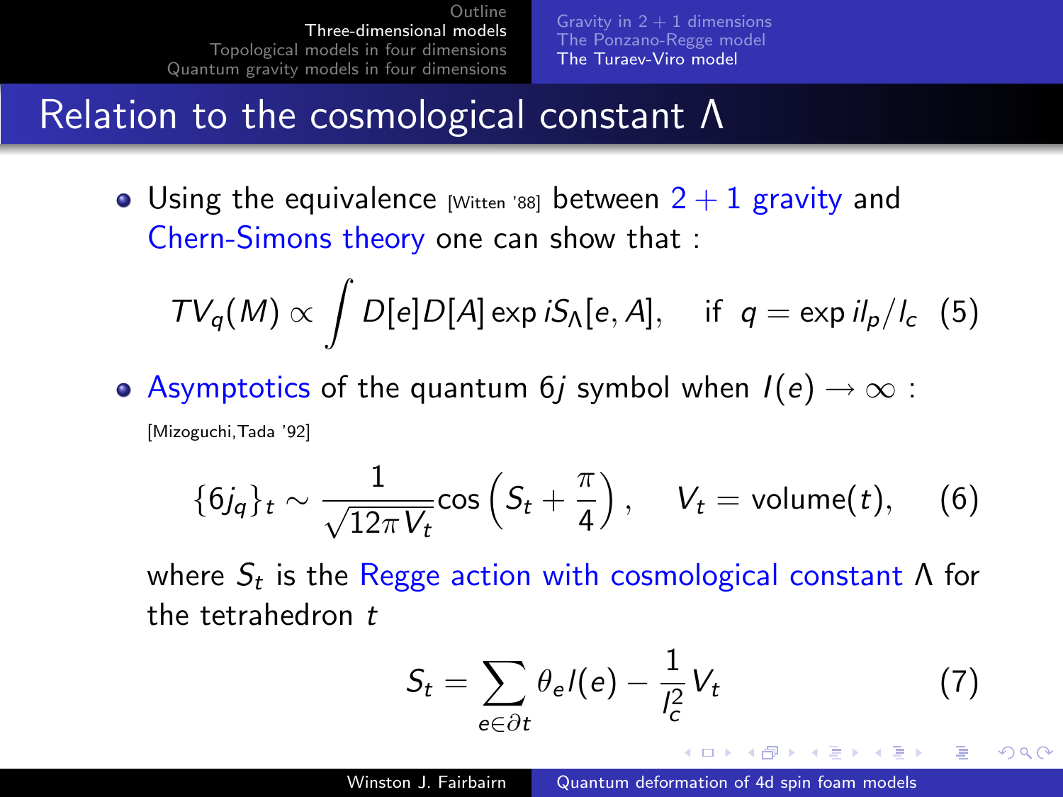# Relation to the cosmological constant $\Lambda$

- Using the equivalence [Witten '88] between 2 + 1 gravity and Chern-Simons theory one can show that :

$$TV_q(M) \propto \int D[e]D[A] \exp iS_\Lambda[e, A], \quad \text{if } \; q = \exp il_p/l_c \tag{5}$$

- Asymptotics of the quantum $6j$ symbol when $l(e) \to \infty$ : [Mizoguchi,Tada '92]

$$\{6j_q\}_t \sim \frac{1}{\sqrt{12\pi V_t}} \cos\left(S_t + \frac{\pi}{4}\right), \quad V_t = \text{volume}(t), \tag{6}$$

where $S_t$ is the Regge action with cosmological constant $\Lambda$ for the tetrahedron $t$

$$S_t = \sum_{e \in \partial t} \theta_e l(e) - \frac{1}{l_c^2} V_t \tag{7}$$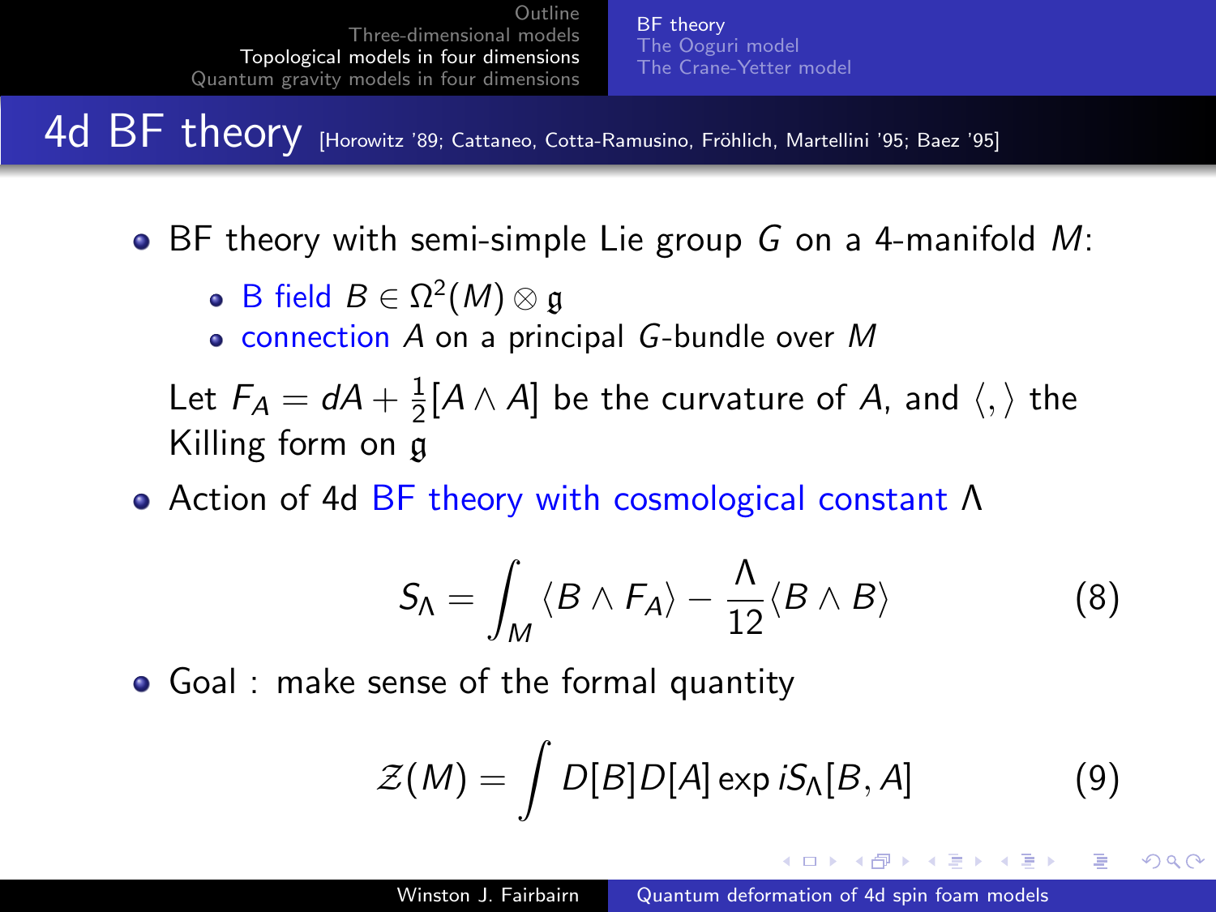# 4d BF theory [Horowitz '89; Cattaneo, Cotta-Ramusino, Fröhlich, Martellini '95; Baez '95]

- BF theory with semi-simple Lie group $G$ on a 4-manifold $M$:
  - B field $B \in \Omega^2(M) \otimes \mathfrak{g}$
  - connection $A$ on a principal $G$-bundle over $M$

  Let $F_A = dA + \frac{1}{2}[A \wedge A]$ be the curvature of $A$, and $\langle , \rangle$ the Killing form on $\mathfrak{g}$

- Action of 4d BF theory with cosmological constant $\Lambda$

$$S_\Lambda = \int_M \langle B \wedge F_A \rangle - \frac{\Lambda}{12} \langle B \wedge B \rangle \qquad (8)$$

- Goal : make sense of the formal quantity

$$\mathcal{Z}(M) = \int D[B] D[A] \exp iS_\Lambda[B, A] \qquad (9)$$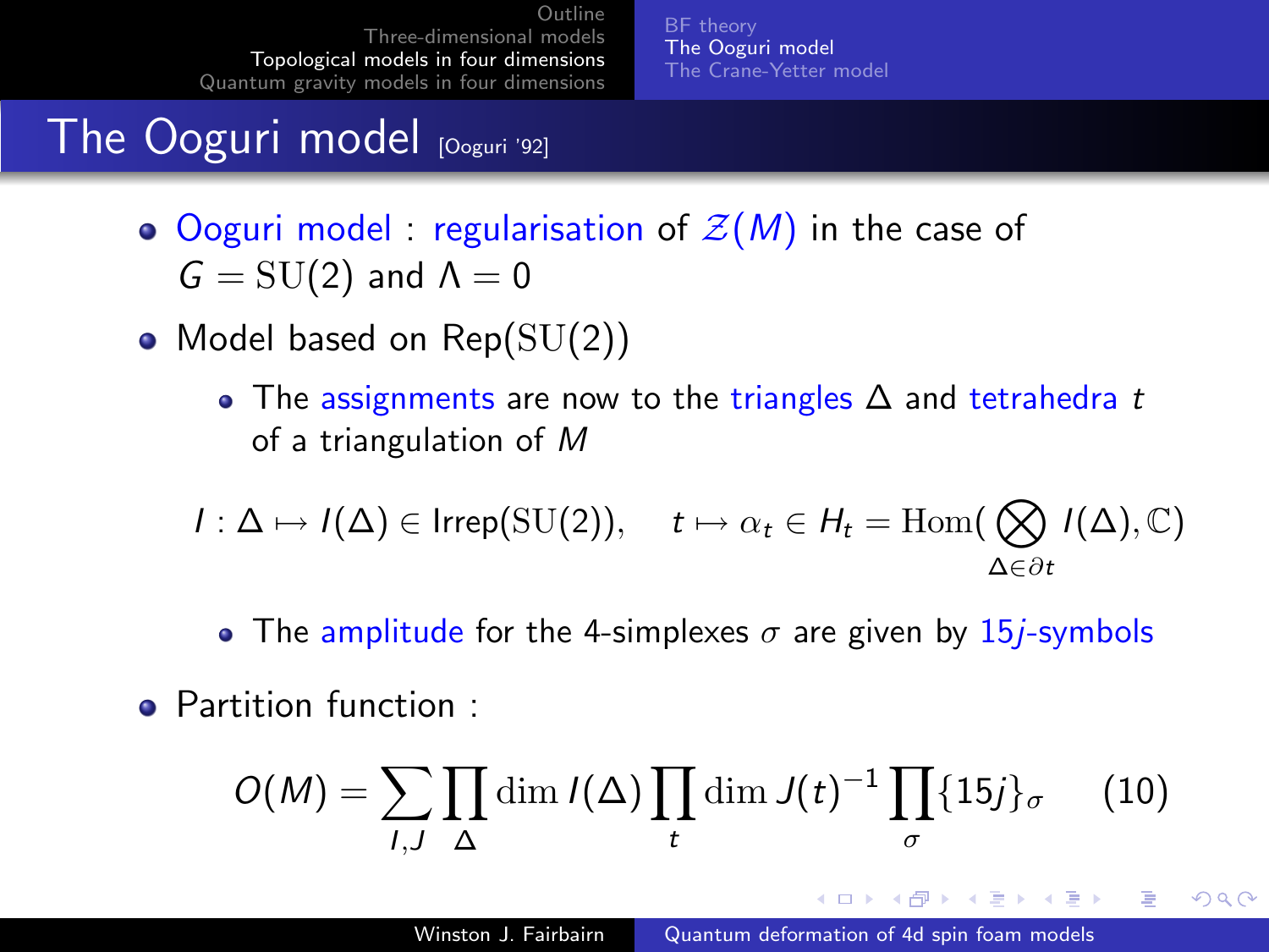# The Ooguri model [Ooguri '92]

- Ooguri model : regularisation of $\mathcal{Z}(M)$ in the case of $G = \mathrm{SU}(2)$ and $\Lambda = 0$
- Model based on $\mathrm{Rep}(\mathrm{SU}(2))$
  - The assignments are now to the triangles $\Delta$ and tetrahedra $t$ of a triangulation of $M$

$$I : \Delta \mapsto I(\Delta) \in \mathrm{Irrep}(\mathrm{SU}(2)), \quad t \mapsto \alpha_t \in H_t = \mathrm{Hom}(\bigotimes_{\Delta \in \partial t} I(\Delta), \mathbb{C})$$

  - The amplitude for the 4-simplexes $\sigma$ are given by $15j$-symbols

- Partition function :

$$O(M) = \sum_{I,J} \prod_{\Delta} \dim I(\Delta) \prod_{t} \dim J(t)^{-1} \prod_{\sigma} \{15j\}_{\sigma} \quad (10)$$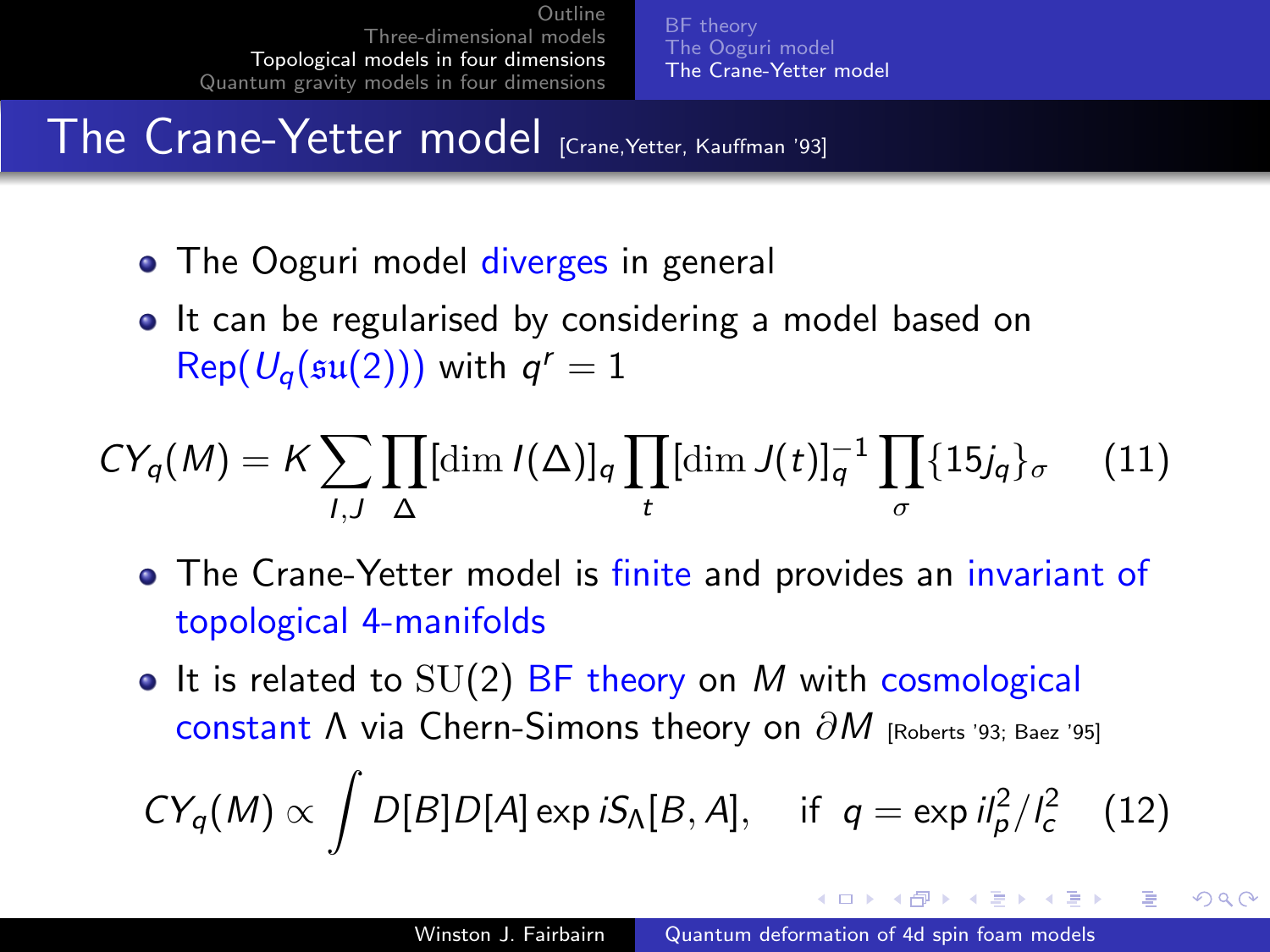# The Crane-Yetter model [Crane,Yetter, Kauffman '93]

- The Ooguri model diverges in general
- It can be regularised by considering a model based on $\text{Rep}(U_q(\mathfrak{su}(2)))$ with $q^r = 1$

$$CY_q(M) = K \sum_{I,J} \prod_{\Delta} [\dim I(\Delta)]_q \prod_t [\dim J(t)]_q^{-1} \prod_{\sigma} \{15j_q\}_{\sigma} \qquad (11)$$

- The Crane-Yetter model is finite and provides an invariant of topological 4-manifolds
- It is related to $\mathrm{SU}(2)$ BF theory on $M$ with cosmological constant $\Lambda$ via Chern-Simons theory on $\partial M$ [Roberts '93; Baez '95]

$$CY_q(M) \propto \int D[B]D[A] \exp iS_{\Lambda}[B, A], \quad \text{if } \; q = \exp il_p^2/l_c^2 \qquad (12)$$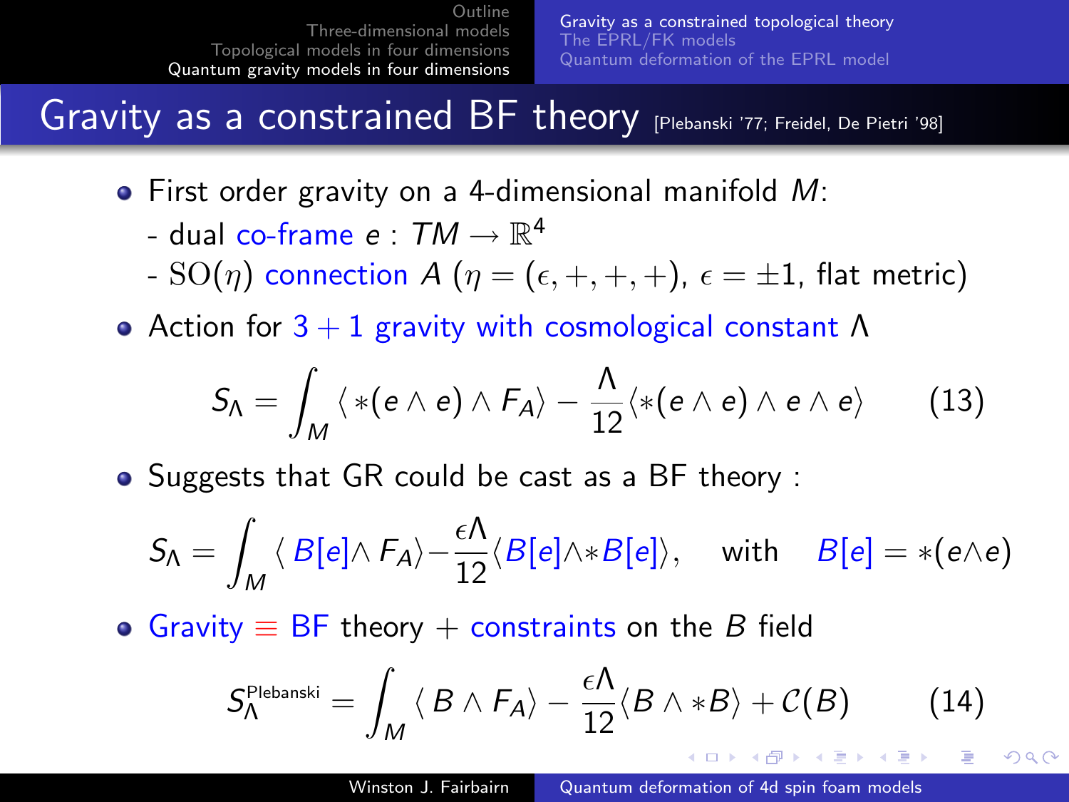# Gravity as a constrained BF theory [Plebanski '77; Freidel, De Pietri '98]

- First order gravity on a 4-dimensional manifold $M$:
  - dual co-frame $e : TM \to \mathbb{R}^4$
  - $\mathrm{SO}(\eta)$ connection $A$ ($\eta = (\epsilon, +, +, +)$, $\epsilon = \pm 1$, flat metric)
- Action for $3+1$ gravity with cosmological constant $\Lambda$

$$S_\Lambda = \int_M \langle *(e \wedge e) \wedge F_A \rangle - \frac{\Lambda}{12} \langle *(e \wedge e) \wedge e \wedge e \rangle \qquad (13)$$

- Suggests that GR could be cast as a BF theory :

$$S_\Lambda = \int_M \langle B[e] \wedge F_A \rangle - \frac{\epsilon\Lambda}{12} \langle B[e] \wedge * B[e] \rangle, \quad \text{with} \quad B[e] = *(e \wedge e)$$

- Gravity $\equiv$ BF theory + constraints on the $B$ field

$$S_\Lambda^{\text{Plebanski}} = \int_M \langle B \wedge F_A \rangle - \frac{\epsilon\Lambda}{12} \langle B \wedge * B \rangle + \mathcal{C}(B) \qquad (14)$$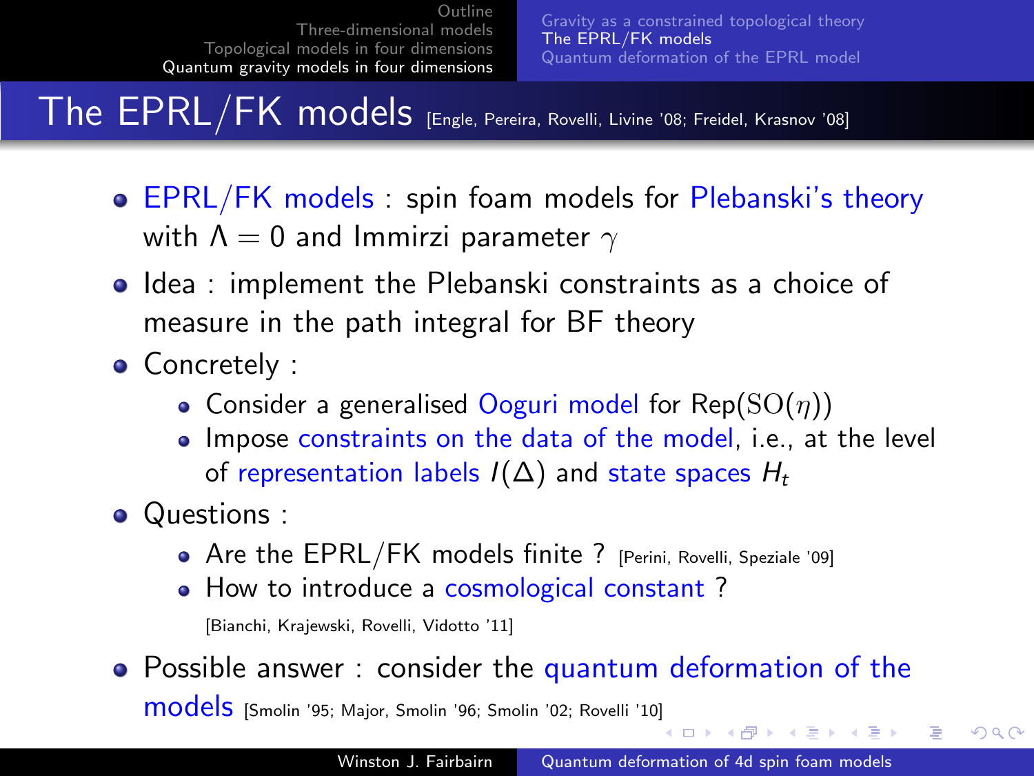# The EPRL/FK models [Engle, Pereira, Rovelli, Livine '08; Freidel, Krasnov '08]

- EPRL/FK models : spin foam models for Plebanski's theory with $\Lambda = 0$ and Immirzi parameter $\gamma$
- Idea : implement the Plebanski constraints as a choice of measure in the path integral for BF theory
- Concretely :
  - Consider a generalised Ooguri model for Rep($\mathrm{SO}(\eta)$)
  - Impose constraints on the data of the model, i.e., at the level of representation labels $I(\Delta)$ and state spaces $H_t$
- Questions :
  - Are the EPRL/FK models finite ? [Perini, Rovelli, Speziale '09]
  - How to introduce a cosmological constant ?

    [Bianchi, Krajewski, Rovelli, Vidotto '11]
- Possible answer : consider the quantum deformation of the models [Smolin '95; Major, Smolin '96; Smolin '02; Rovelli '10]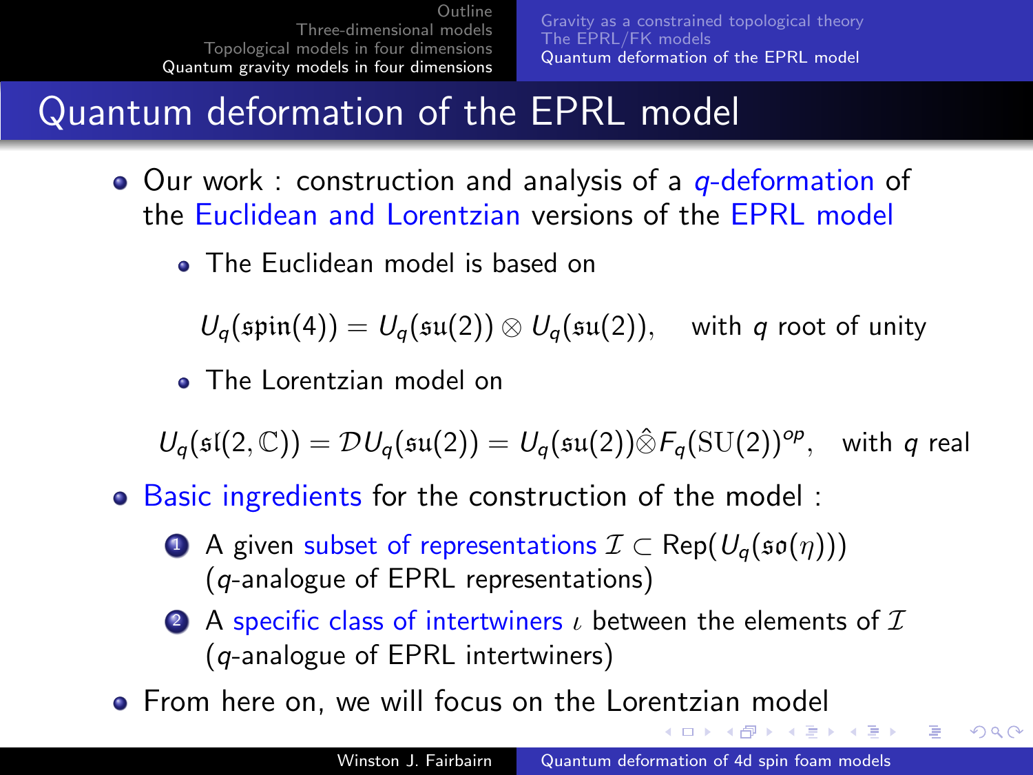# Quantum deformation of the EPRL model

- Our work : construction and analysis of a *q*-deformation of the Euclidean and Lorentzian versions of the EPRL model
  - The Euclidean model is based on

    $$U_q(\mathfrak{spin}(4)) = U_q(\mathfrak{su}(2)) \otimes U_q(\mathfrak{su}(2)), \quad \text{with } q \text{ root of unity}$$

  - The Lorentzian model on

    $$U_q(\mathfrak{sl}(2,\mathbb{C})) = \mathcal{D}U_q(\mathfrak{su}(2)) = U_q(\mathfrak{su}(2))\hat{\otimes}F_q(\mathrm{SU}(2))^{op}, \quad \text{with } q \text{ real}$$

- Basic ingredients for the construction of the model :
  1. A given subset of representations $\mathcal{I} \subset \mathrm{Rep}(U_q(\mathfrak{so}(\eta)))$ ($q$-analogue of EPRL representations)
  2. A specific class of intertwiners $\iota$ between the elements of $\mathcal{I}$ ($q$-analogue of EPRL intertwiners)
- From here on, we will focus on the Lorentzian model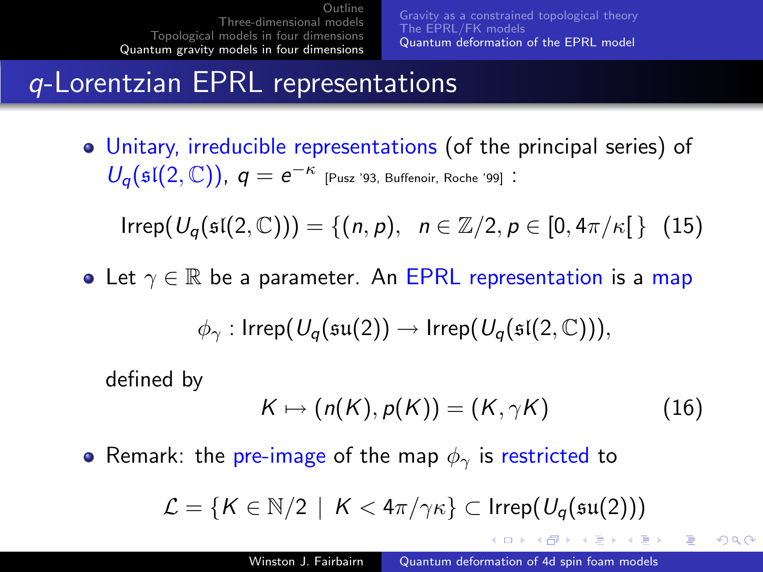# $q$-Lorentzian EPRL representations

- Unitary, irreducible representations (of the principal series) of $U_q(\mathfrak{sl}(2,\mathbb{C}))$, $q = e^{-\kappa}$ [Pusz '93, Buffenoir, Roche '99] :

$$\text{Irrep}(U_q(\mathfrak{sl}(2,\mathbb{C}))) = \{(n,p), \quad n \in \mathbb{Z}/2, p \in [0, 4\pi/\kappa[\,\} \quad (15)$$

- Let $\gamma \in \mathbb{R}$ be a parameter. An EPRL representation is a map

$$\phi_\gamma : \text{Irrep}(U_q(\mathfrak{su}(2)) \rightarrow \text{Irrep}(U_q(\mathfrak{sl}(2,\mathbb{C}))),$$

defined by

$$K \mapsto (n(K), p(K)) = (K, \gamma K) \quad (16)$$

- Remark: the pre-image of the map $\phi_\gamma$ is restricted to

$$\mathcal{L} = \{K \in \mathbb{N}/2 \mid K < 4\pi/\gamma\kappa\} \subset \text{Irrep}(U_q(\mathfrak{su}(2)))$$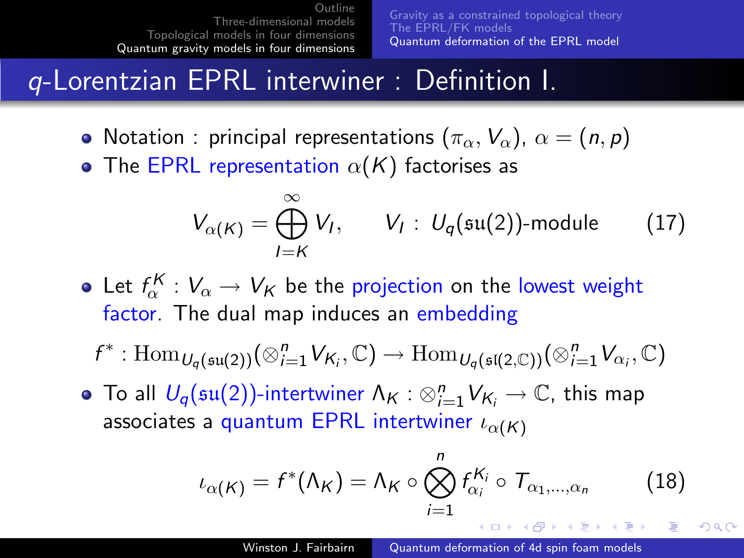# $q$-Lorentzian EPRL interwiner : Definition I.

- Notation : principal representations $(\pi_\alpha, V_\alpha)$, $\alpha = (n, p)$
- The EPRL representation $\alpha(K)$ factorises as

$$V_{\alpha(K)} = \bigoplus_{I=K}^{\infty} V_I, \qquad V_I \, : \, U_q(\mathfrak{su}(2))\text{-module} \qquad (17)$$

- Let $f_\alpha^K : V_\alpha \to V_K$ be the projection on the lowest weight factor. The dual map induces an embedding

$$f^* : \mathrm{Hom}_{U_q(\mathfrak{su}(2))}(\otimes_{i=1}^n V_{K_i}, \mathbb{C}) \to \mathrm{Hom}_{U_q(\mathfrak{sl}(2,\mathbb{C}))}(\otimes_{i=1}^n V_{\alpha_i}, \mathbb{C})$$

- To all $U_q(\mathfrak{su}(2))$-intertwiner $\Lambda_K : \otimes_{i=1}^n V_{K_i} \to \mathbb{C}$, this map associates a quantum EPRL intertwiner $\iota_{\alpha(K)}$

$$\iota_{\alpha(K)} = f^*(\Lambda_K) = \Lambda_K \circ \bigotimes_{i=1}^n f_{\alpha_i}^{K_i} \circ T_{\alpha_1,\ldots,\alpha_n} \qquad (18)$$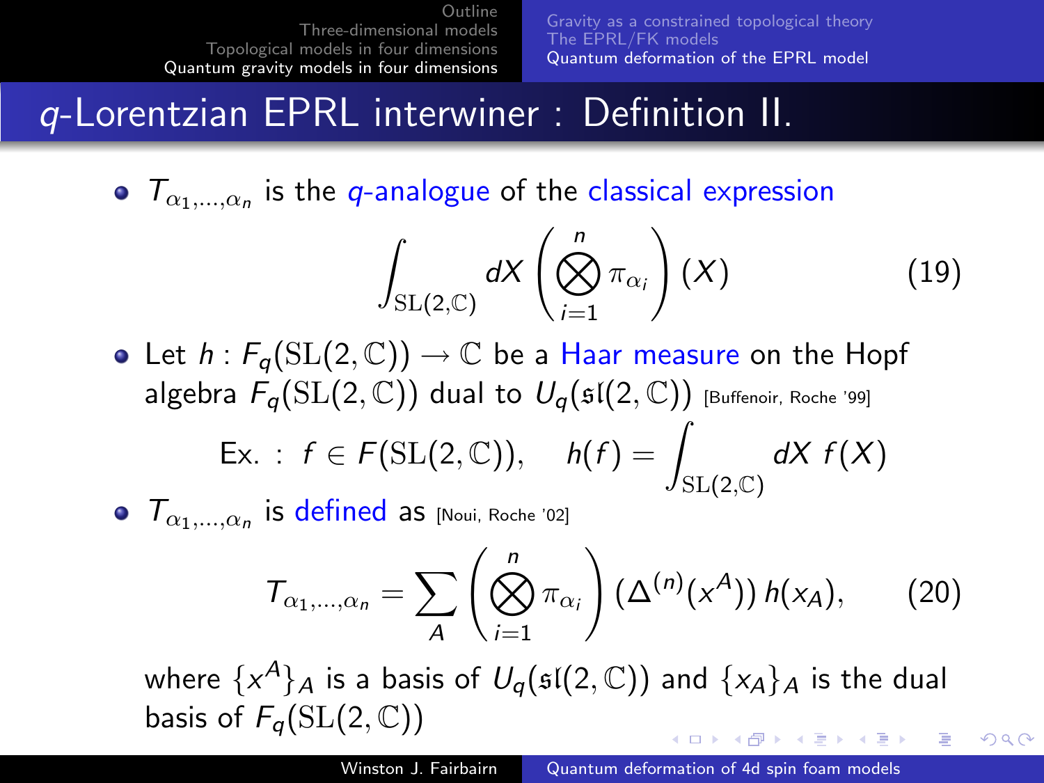# $q$-Lorentzian EPRL interwiner : Definition II.

- $T_{\alpha_1,\ldots,\alpha_n}$ is the $q$-analogue of the classical expression

$$\int_{\mathrm{SL}(2,\mathbb{C})} dX \left( \bigotimes_{i=1}^{n} \pi_{\alpha_i} \right)(X) \qquad (19)$$

- Let $h : F_q(\mathrm{SL}(2,\mathbb{C})) \to \mathbb{C}$ be a Haar measure on the Hopf algebra $F_q(\mathrm{SL}(2,\mathbb{C}))$ dual to $U_q(\mathfrak{sl}(2,\mathbb{C}))$ [Buffenoir, Roche '99]

$$\text{Ex. : } f \in F(\mathrm{SL}(2,\mathbb{C})), \quad h(f) = \int_{\mathrm{SL}(2,\mathbb{C})} dX\, f(X)$$

- $T_{\alpha_1,\ldots,\alpha_n}$ is defined as [Noui, Roche '02]

$$T_{\alpha_1,\ldots,\alpha_n} = \sum_A \left( \bigotimes_{i=1}^{n} \pi_{\alpha_i} \right) (\Delta^{(n)}(x^A))\, h(x_A), \qquad (20)$$

where $\{x^A\}_A$ is a basis of $U_q(\mathfrak{sl}(2,\mathbb{C}))$ and $\{x_A\}_A$ is the dual basis of $F_q(\mathrm{SL}(2,\mathbb{C}))$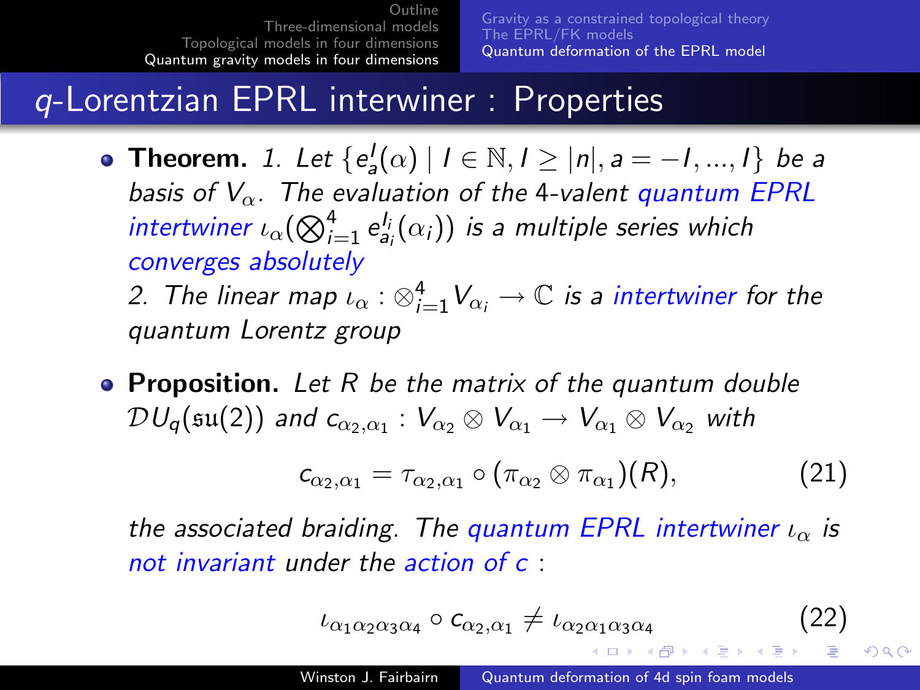# $q$-Lorentzian EPRL interwiner : Properties

- **Theorem.** *1. Let $\{e^I_a(\alpha) \mid I \in \mathbb{N}, I \geq |n|, a = -I, ..., I\}$ be a basis of $V_\alpha$. The evaluation of the 4-valent quantum EPRL intertwiner $\iota_\alpha(\bigotimes_{i=1}^4 e^{I_i}_{a_i}(\alpha_i))$ is a multiple series which converges absolutely*

  *2. The linear map $\iota_\alpha : \otimes_{i=1}^4 V_{\alpha_i} \to \mathbb{C}$ is a intertwiner for the quantum Lorentz group*

- **Proposition.** *Let $R$ be the matrix of the quantum double $\mathcal{D}U_q(\mathfrak{su}(2))$ and $c_{\alpha_2,\alpha_1} : V_{\alpha_2} \otimes V_{\alpha_1} \to V_{\alpha_1} \otimes V_{\alpha_2}$ with*

$$c_{\alpha_2,\alpha_1} = \tau_{\alpha_2,\alpha_1} \circ (\pi_{\alpha_2} \otimes \pi_{\alpha_1})(R), \tag{21}$$

  *the associated braiding. The quantum EPRL intertwiner $\iota_\alpha$ is not invariant under the action of $c$ :*

$$\iota_{\alpha_1\alpha_2\alpha_3\alpha_4} \circ c_{\alpha_2,\alpha_1} \neq \iota_{\alpha_2\alpha_1\alpha_3\alpha_4} \tag{22}$$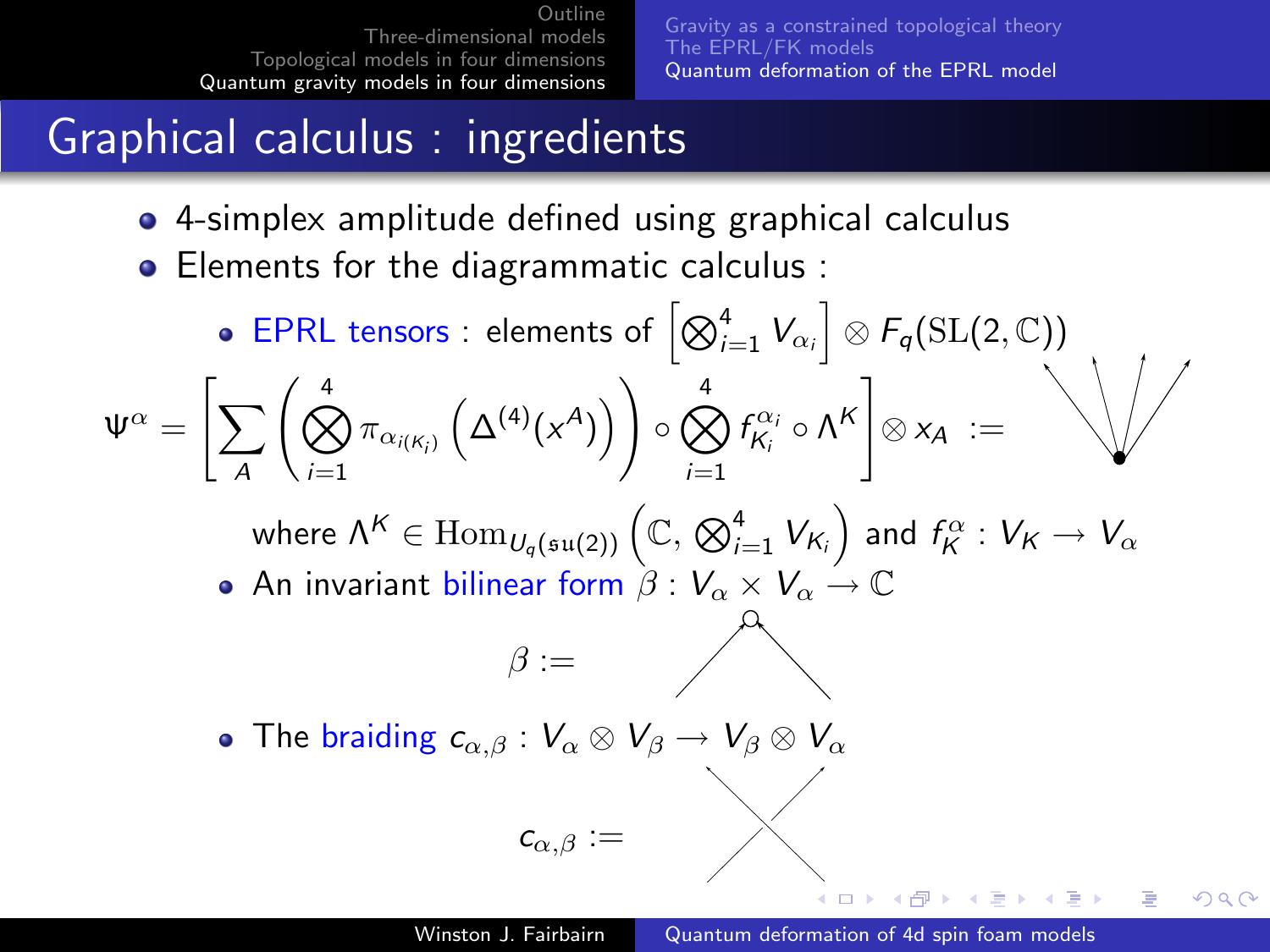# Graphical calculus : ingredients

- 4-simplex amplitude defined using graphical calculus
- Elements for the diagrammatic calculus :
  - EPRL tensors : elements of $\left[\bigotimes_{i=1}^{4} V_{\alpha_i}\right] \otimes F_q(\mathrm{SL}(2,\mathbb{C}))$

$$\Psi^\alpha = \left[\sum_A \left(\bigotimes_{i=1}^{4} \pi_{\alpha_{i(K_i)}} \left(\Delta^{(4)}(x^A)\right)\right) \circ \bigotimes_{i=1}^{4} f_{K_i}^{\alpha_i} \circ \Lambda^K\right] \otimes x_A \;:=$$

where $\Lambda^K \in \mathrm{Hom}_{U_q(\mathfrak{su}(2))}\left(\mathbb{C}, \bigotimes_{i=1}^{4} V_{K_i}\right)$ and $f_K^\alpha : V_K \to V_\alpha$

  - An invariant bilinear form $\beta : V_\alpha \times V_\alpha \to \mathbb{C}$

$$\beta :=$$

  - The braiding $c_{\alpha,\beta} : V_\alpha \otimes V_\beta \to V_\beta \otimes V_\alpha$

$$c_{\alpha,\beta} :=$$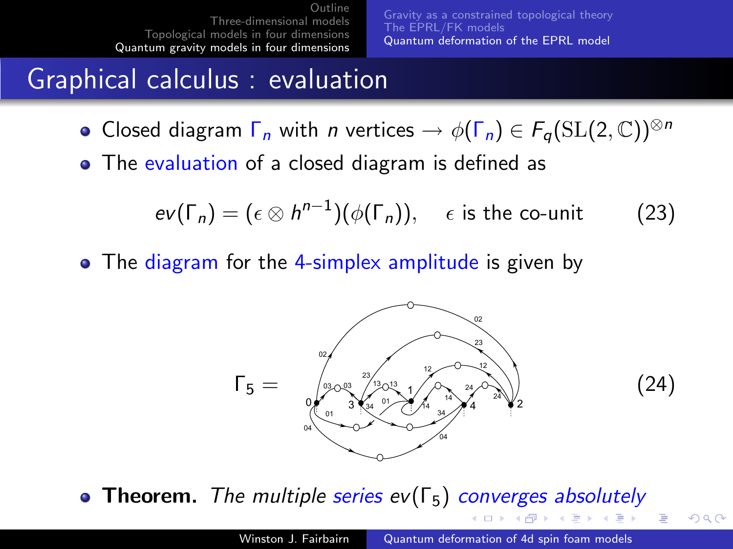# Graphical calculus : evaluation

- Closed diagram $\Gamma_n$ with $n$ vertices $\rightarrow \phi(\Gamma_n) \in F_q(\mathrm{SL}(2,\mathbb{C}))^{\otimes n}$
- The evaluation of a closed diagram is defined as

$$ev(\Gamma_n) = (\epsilon \otimes h^{n-1})(\phi(\Gamma_n)), \quad \epsilon \text{ is the co-unit} \tag{23}$$

- The diagram for the 4-simplex amplitude is given by

$$\Gamma_5 = \tag{24}$$

- **Theorem.** *The multiple series $ev(\Gamma_5)$ converges absolutely*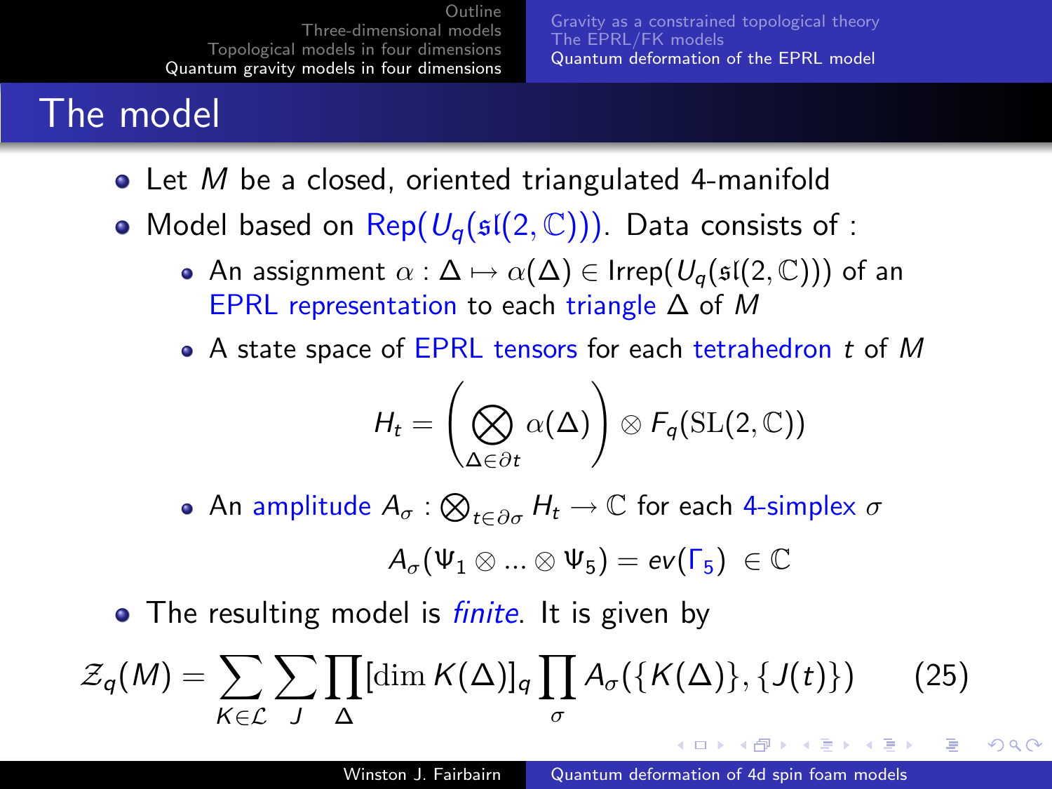# The model

- Let $M$ be a closed, oriented triangulated 4-manifold
- Model based on $\text{Rep}(U_q(\mathfrak{sl}(2,\mathbb{C})))$. Data consists of :
  - An assignment $\alpha : \Delta \mapsto \alpha(\Delta) \in \text{Irrep}(U_q(\mathfrak{sl}(2,\mathbb{C})))$ of an EPRL representation to each triangle $\Delta$ of $M$
  - A state space of EPRL tensors for each tetrahedron $t$ of $M$

$$H_t = \left( \bigotimes_{\Delta \in \partial t} \alpha(\Delta) \right) \otimes F_q(\mathrm{SL}(2,\mathbb{C}))$$

  - An amplitude $A_\sigma : \bigotimes_{t \in \partial\sigma} H_t \to \mathbb{C}$ for each 4-simplex $\sigma$

$$A_\sigma(\Psi_1 \otimes \ldots \otimes \Psi_5) = ev(\Gamma_5) \ \in \mathbb{C}$$

- The resulting model is *finite*. It is given by

$$\mathcal{Z}_q(M) = \sum_{K \in \mathcal{L}} \sum_{J} \prod_{\Delta} [\dim K(\Delta)]_q \prod_{\sigma} A_\sigma(\{K(\Delta)\}, \{J(t)\}) \qquad (25)$$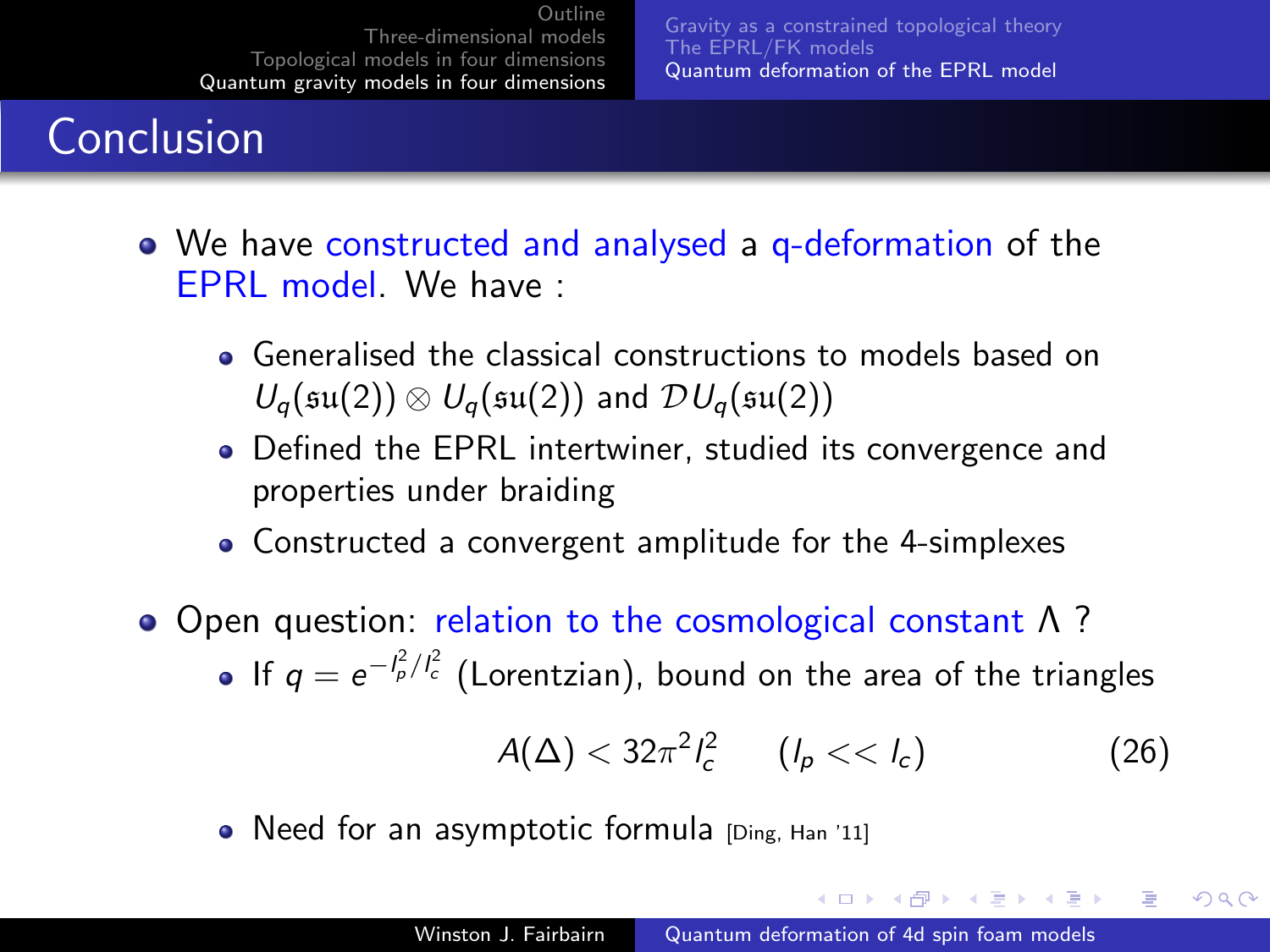# Conclusion

- We have constructed and analysed a q-deformation of the EPRL model. We have :
  - Generalised the classical constructions to models based on $U_q(\mathfrak{su}(2)) \otimes U_q(\mathfrak{su}(2))$ and $\mathcal{D}U_q(\mathfrak{su}(2))$
  - Defined the EPRL intertwiner, studied its convergence and properties under braiding
  - Constructed a convergent amplitude for the 4-simplexes
- Open question: relation to the cosmological constant $\Lambda$ ?
  - If $q = e^{-l_p^2/l_c^2}$ (Lorentzian), bound on the area of the triangles

$$A(\Delta) < 32\pi^2 l_c^2 \qquad (l_p << l_c) \tag{26}$$

  - Need for an asymptotic formula [Ding, Han '11]